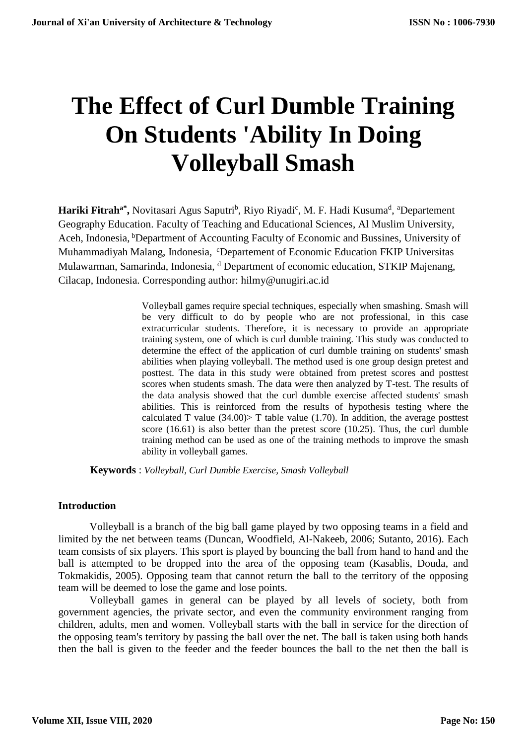# The Effect of Curl Dumble Training On Students 'Ability In Doing Volleyball Smash

**Hariki Fitrah[a*],** Novitasari Agus Saputri[b], Riyo Riyadi[c], M. F. Hadi Kusuma[d], [a]Departement Geography Education. Faculty of Teaching and Educational Sciences, Al Muslim University, Aceh, Indonesia, [b]Department of Accounting Faculty of Economic and Bussines, University of Muhammadiyah Malang, Indonesia, [c]Departement of Economic Education FKIP Universitas Mulawarman, Samarinda, Indonesia, [d] Department of economic education, STKIP Majenang, Cilacap, Indonesia. Corresponding author: hilmy@unugiri.ac.id

Volleyball games require special techniques, especially when smashing. Smash will be very difficult to do by people who are not professional, in this case extracurricular students. Therefore, it is necessary to provide an appropriate training system, one of which is curl dumble training. This study was conducted to determine the effect of the application of curl dumble training on students' smash abilities when playing volleyball. The method used is one group design pretest and posttest. The data in this study were obtained from pretest scores and posttest scores when students smash. The data were then analyzed by T-test. The results of the data analysis showed that the curl dumble exercise affected students' smash abilities. This is reinforced from the results of hypothesis testing where the calculated T value (34.00)> T table value (1.70). In addition, the average posttest score (16.61) is also better than the pretest score (10.25). Thus, the curl dumble training method can be used as one of the training methods to improve the smash ability in volleyball games.

**Keywords** : *Volleyball, Curl Dumble Exercise, Smash Volleyball*

## Introduction

Volleyball is a branch of the big ball game played by two opposing teams in a field and limited by the net between teams (Duncan, Woodfield, Al-Nakeeb, 2006; Sutanto, 2016). Each team consists of six players. This sport is played by bouncing the ball from hand to hand and the ball is attempted to be dropped into the area of the opposing team (Kasablis, Douda, and Tokmakidis, 2005). Opposing team that cannot return the ball to the territory of the opposing team will be deemed to lose the game and lose points.

Volleyball games in general can be played by all levels of society, both from government agencies, the private sector, and even the community environment ranging from children, adults, men and women. Volleyball starts with the ball in service for the direction of the opposing team's territory by passing the ball over the net. The ball is taken using both hands then the ball is given to the feeder and the feeder bounces the ball to the net then the ball is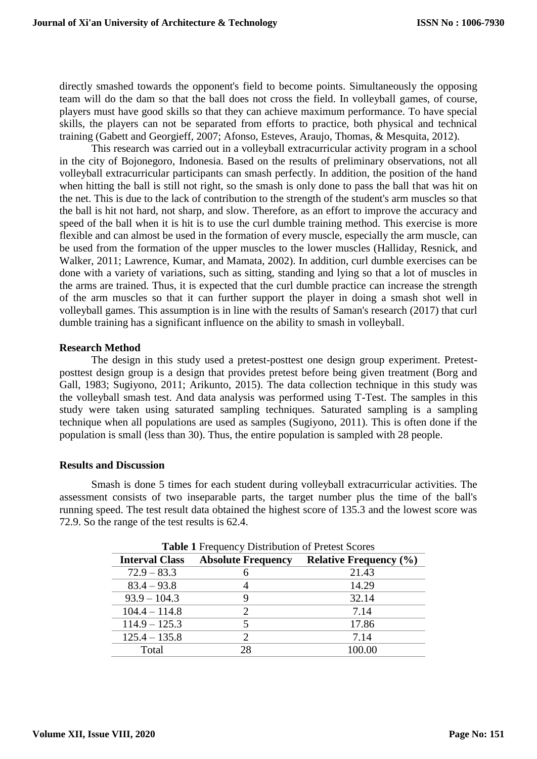directly smashed towards the opponent's field to become points. Simultaneously the opposing team will do the dam so that the ball does not cross the field. In volleyball games, of course, players must have good skills so that they can achieve maximum performance. To have special skills, the players can not be separated from efforts to practice, both physical and technical training (Gabett and Georgieff, 2007; Afonso, Esteves, Araujo, Thomas, & Mesquita, 2012).

This research was carried out in a volleyball extracurricular activity program in a school in the city of Bojonegoro, Indonesia. Based on the results of preliminary observations, not all volleyball extracurricular participants can smash perfectly. In addition, the position of the hand when hitting the ball is still not right, so the smash is only done to pass the ball that was hit on the net. This is due to the lack of contribution to the strength of the student's arm muscles so that the ball is hit not hard, not sharp, and slow. Therefore, as an effort to improve the accuracy and speed of the ball when it is hit is to use the curl dumble training method. This exercise is more flexible and can almost be used in the formation of every muscle, especially the arm muscle, can be used from the formation of the upper muscles to the lower muscles (Halliday, Resnick, and Walker, 2011; Lawrence, Kumar, and Mamata, 2002). In addition, curl dumble exercises can be done with a variety of variations, such as sitting, standing and lying so that a lot of muscles in the arms are trained. Thus, it is expected that the curl dumble practice can increase the strength of the arm muscles so that it can further support the player in doing a smash shot well in volleyball games. This assumption is in line with the results of Saman's research (2017) that curl dumble training has a significant influence on the ability to smash in volleyball.

## Research Method

The design in this study used a pretest-posttest one design group experiment. Pretest-posttest design group is a design that provides pretest before being given treatment (Borg and Gall, 1983; Sugiyono, 2011; Arikunto, 2015). The data collection technique in this study was the volleyball smash test. And data analysis was performed using T-Test. The samples in this study were taken using saturated sampling techniques. Saturated sampling is a sampling technique when all populations are used as samples (Sugiyono, 2011). This is often done if the population is small (less than 30). Thus, the entire population is sampled with 28 people.

## Results and Discussion

Smash is done 5 times for each student during volleyball extracurricular activities. The assessment consists of two inseparable parts, the target number plus the time of the ball's running speed. The test result data obtained the highest score of 135.3 and the lowest score was 72.9. So the range of the test results is 62.4.

**Table 1** Frequency Distribution of Pretest Scores

| Interval Class | Absolute Frequency | Relative Frequency (%) |
|---|---|---|
| 72.9 – 83.3 | 6 | 21.43 |
| 83.4 – 93.8 | 4 | 14.29 |
| 93.9 – 104.3 | 9 | 32.14 |
| 104.4 – 114.8 | 2 | 7.14 |
| 114.9 – 125.3 | 5 | 17.86 |
| 125.4 – 135.8 | 2 | 7.14 |
| Total | 28 | 100.00 |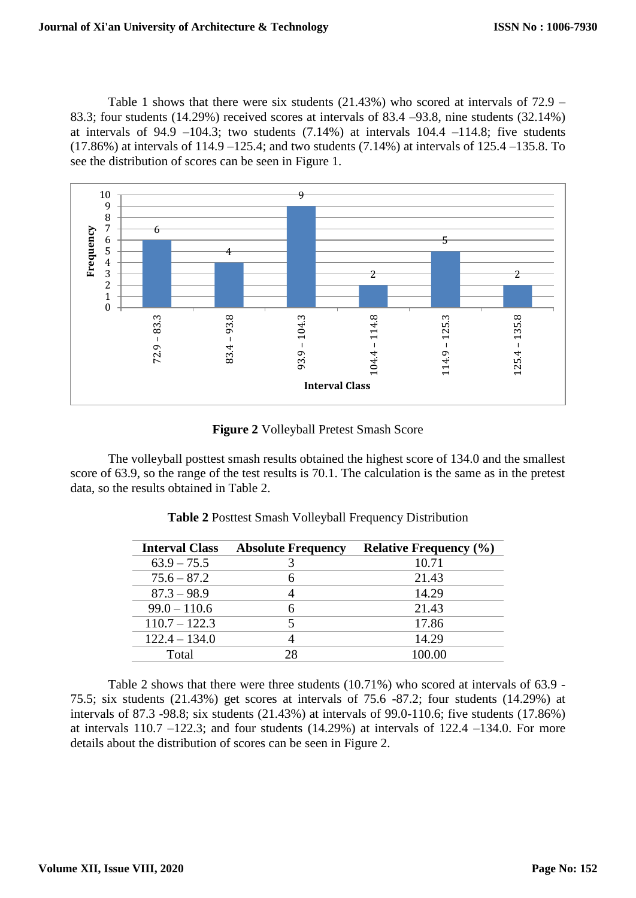Table 1 shows that there were six students (21.43%) who scored at intervals of 72.9 – 83.3; four students (14.29%) received scores at intervals of 83.4 –93.8, nine students (32.14%) at intervals of 94.9 –104.3; two students (7.14%) at intervals 104.4 –114.8; five students (17.86%) at intervals of 114.9 –125.4; and two students (7.14%) at intervals of 125.4 –135.8. To see the distribution of scores can be seen in Figure 1.

**Figure 2** Volleyball Pretest Smash Score

The volleyball posttest smash results obtained the highest score of 134.0 and the smallest score of 63.9, so the range of the test results is 70.1. The calculation is the same as in the pretest data, so the results obtained in Table 2.

**Table 2** Posttest Smash Volleyball Frequency Distribution

| Interval Class | Absolute Frequency | Relative Frequency (%) |
|---|---|---|
| 63.9 – 75.5 | 3 | 10.71 |
| 75.6 – 87.2 | 6 | 21.43 |
| 87.3 – 98.9 | 4 | 14.29 |
| 99.0 – 110.6 | 6 | 21.43 |
| 110.7 – 122.3 | 5 | 17.86 |
| 122.4 – 134.0 | 4 | 14.29 |
| Total | 28 | 100.00 |

Table 2 shows that there were three students (10.71%) who scored at intervals of 63.9 - 75.5; six students (21.43%) get scores at intervals of 75.6 -87.2; four students (14.29%) at intervals of 87.3 -98.8; six students (21.43%) at intervals of 99.0-110.6; five students (17.86%) at intervals 110.7 –122.3; and four students (14.29%) at intervals of 122.4 –134.0. For more details about the distribution of scores can be seen in Figure 2.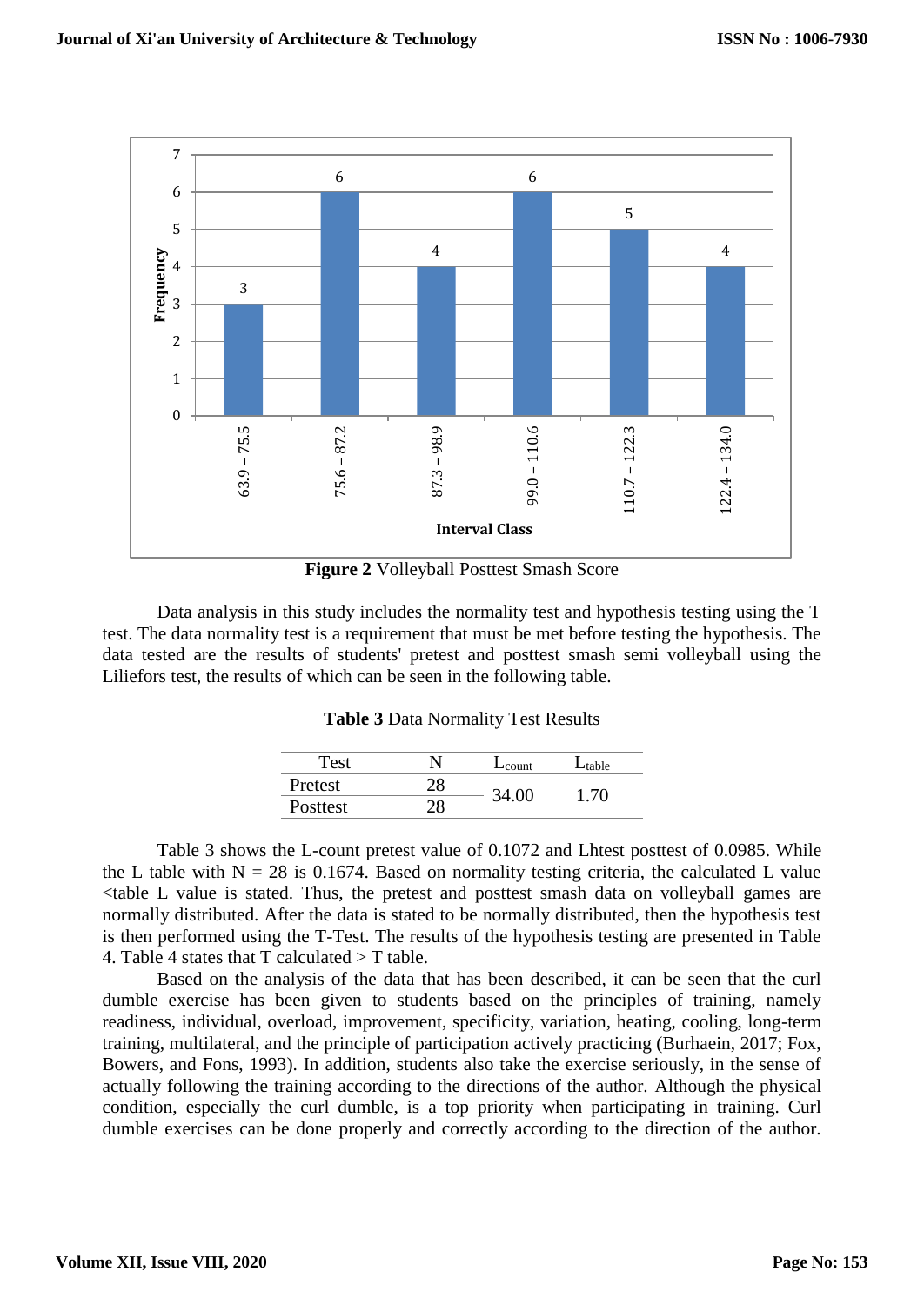**Figure 2** Volleyball Posttest Smash Score

Data analysis in this study includes the normality test and hypothesis testing using the T test. The data normality test is a requirement that must be met before testing the hypothesis. The data tested are the results of students' pretest and posttest smash semi volleyball using the Liliefors test, the results of which can be seen in the following table.

**Table 3** Data Normality Test Results

| Test | N | $L_{count}$ | $L_{table}$ |
|---|---|---|---|
| Pretest | 28 | 34.00 | 1.70 |
| Posttest | 28 | | |

Table 3 shows the L-count pretest value of 0.1072 and Lhtest posttest of 0.0985. While the L table with N = 28 is 0.1674. Based on normality testing criteria, the calculated L value <table L value is stated. Thus, the pretest and posttest smash data on volleyball games are normally distributed. After the data is stated to be normally distributed, then the hypothesis test is then performed using the T-Test. The results of the hypothesis testing are presented in Table 4. Table 4 states that T calculated > T table.

Based on the analysis of the data that has been described, it can be seen that the curl dumble exercise has been given to students based on the principles of training, namely readiness, individual, overload, improvement, specificity, variation, heating, cooling, long-term training, multilateral, and the principle of participation actively practicing (Burhaein, 2017; Fox, Bowers, and Fons, 1993). In addition, students also take the exercise seriously, in the sense of actually following the training according to the directions of the author. Although the physical condition, especially the curl dumble, is a top priority when participating in training. Curl dumble exercises can be done properly and correctly according to the direction of the author.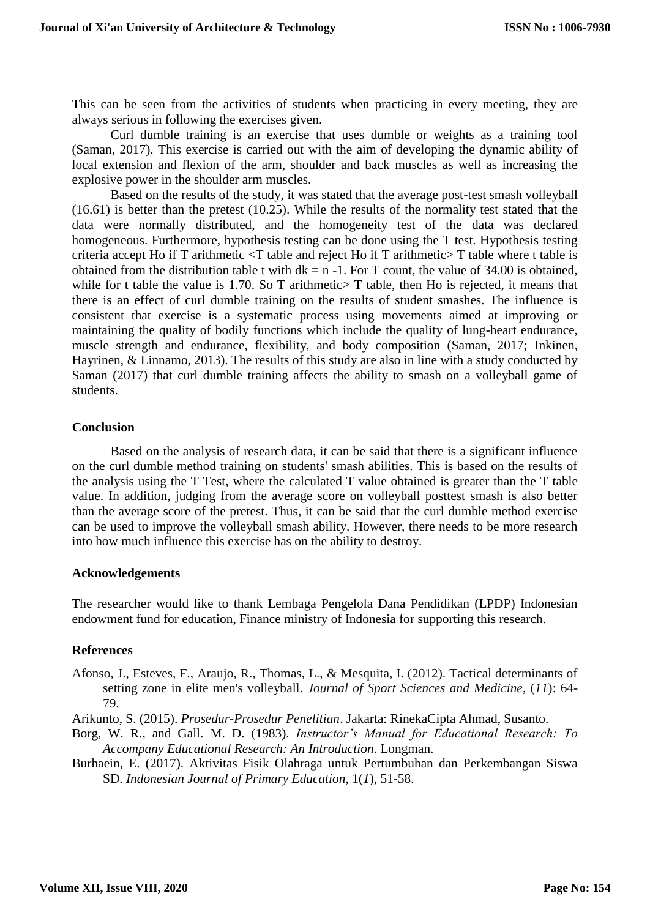This can be seen from the activities of students when practicing in every meeting, they are always serious in following the exercises given.

Curl dumble training is an exercise that uses dumble or weights as a training tool (Saman, 2017). This exercise is carried out with the aim of developing the dynamic ability of local extension and flexion of the arm, shoulder and back muscles as well as increasing the explosive power in the shoulder arm muscles.

Based on the results of the study, it was stated that the average post-test smash volleyball (16.61) is better than the pretest (10.25). While the results of the normality test stated that the data were normally distributed, and the homogeneity test of the data was declared homogeneous. Furthermore, hypothesis testing can be done using the T test. Hypothesis testing criteria accept Ho if T arithmetic <T table and reject Ho if T arithmetic> T table where t table is obtained from the distribution table t with dk = n -1. For T count, the value of 34.00 is obtained, while for t table the value is 1.70. So T arithmetic> T table, then Ho is rejected, it means that there is an effect of curl dumble training on the results of student smashes. The influence is consistent that exercise is a systematic process using movements aimed at improving or maintaining the quality of bodily functions which include the quality of lung-heart endurance, muscle strength and endurance, flexibility, and body composition (Saman, 2017; Inkinen, Hayrinen, & Linnamo, 2013). The results of this study are also in line with a study conducted by Saman (2017) that curl dumble training affects the ability to smash on a volleyball game of students.

## Conclusion

Based on the analysis of research data, it can be said that there is a significant influence on the curl dumble method training on students' smash abilities. This is based on the results of the analysis using the T Test, where the calculated T value obtained is greater than the T table value. In addition, judging from the average score on volleyball posttest smash is also better than the average score of the pretest. Thus, it can be said that the curl dumble method exercise can be used to improve the volleyball smash ability. However, there needs to be more research into how much influence this exercise has on the ability to destroy.

## Acknowledgements

The researcher would like to thank Lembaga Pengelola Dana Pendidikan (LPDP) Indonesian endowment fund for education, Finance ministry of Indonesia for supporting this research.

## References

Afonso, J., Esteves, F., Araujo, R., Thomas, L., & Mesquita, I. (2012). Tactical determinants of setting zone in elite men's volleyball. *Journal of Sport Sciences and Medicine*, (*11*): 64-79.

Arikunto, S. (2015). *Prosedur-Prosedur Penelitian*. Jakarta: RinekaCipta Ahmad, Susanto.

Borg, W. R., and Gall. M. D. (1983). *Instructor's Manual for Educational Research: To Accompany Educational Research: An Introduction*. Longman.

Burhaein, E. (2017). Aktivitas Fisik Olahraga untuk Pertumbuhan dan Perkembangan Siswa SD. *Indonesian Journal of Primary Education*, 1(*1*), 51-58.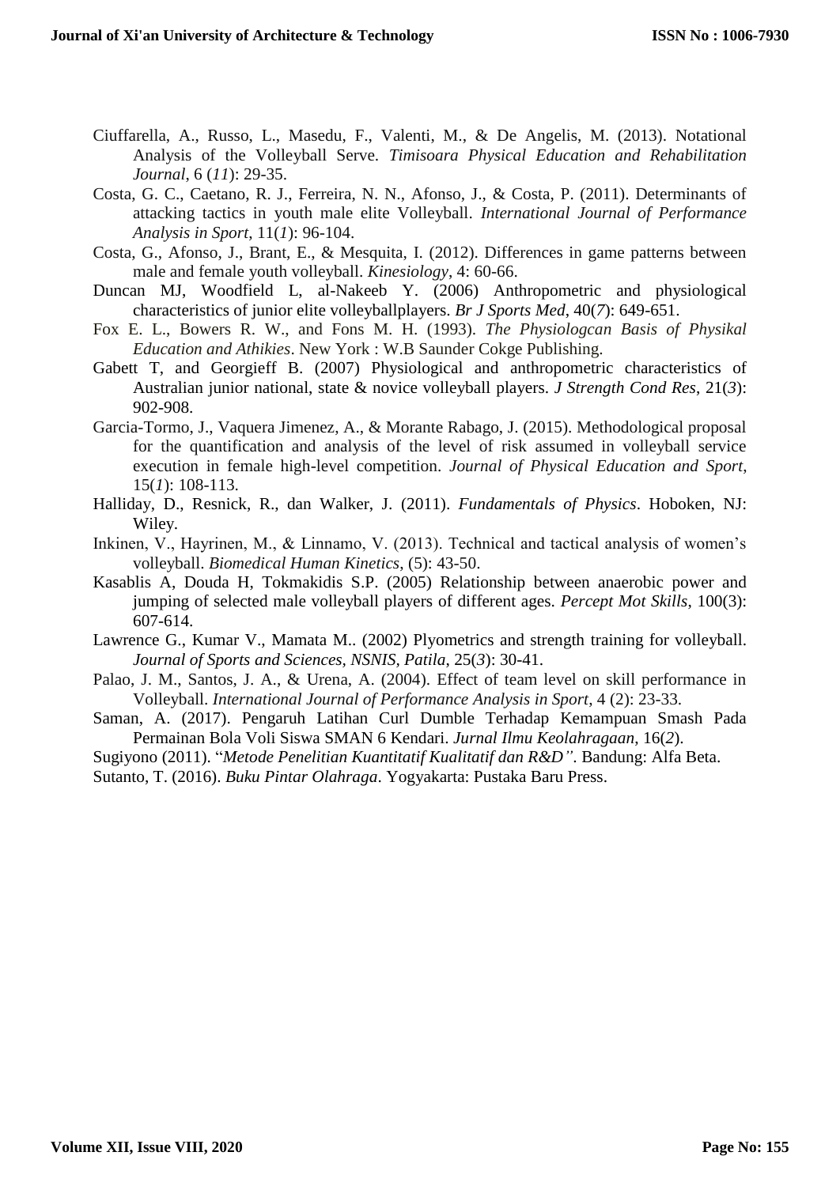Ciuffarella, A., Russo, L., Masedu, F., Valenti, M., & De Angelis, M. (2013). Notational Analysis of the Volleyball Serve. *Timisoara Physical Education and Rehabilitation Journal*, 6 (*11*): 29-35.

Costa, G. C., Caetano, R. J., Ferreira, N. N., Afonso, J., & Costa, P. (2011). Determinants of attacking tactics in youth male elite Volleyball. *International Journal of Performance Analysis in Sport*, 11(*1*): 96-104.

Costa, G., Afonso, J., Brant, E., & Mesquita, I. (2012). Differences in game patterns between male and female youth volleyball. *Kinesiology*, 4: 60-66.

Duncan MJ, Woodfield L, al-Nakeeb Y. (2006) Anthropometric and physiological characteristics of junior elite volleyballplayers. *Br J Sports Med*, 40(*7*): 649-651.

Fox E. L., Bowers R. W., and Fons M. H. (1993). *The Physiologcan Basis of Physikal Education and Athikies*. New York : W.B Saunder Cokge Publishing.

Gabett T, and Georgieff B. (2007) Physiological and anthropometric characteristics of Australian junior national, state & novice volleyball players. *J Strength Cond Res*, 21(*3*): 902-908.

Garcia-Tormo, J., Vaquera Jimenez, A., & Morante Rabago, J. (2015). Methodological proposal for the quantification and analysis of the level of risk assumed in volleyball service execution in female high-level competition. *Journal of Physical Education and Sport*, 15(*1*): 108-113.

Halliday, D., Resnick, R., dan Walker, J. (2011). *Fundamentals of Physics*. Hoboken, NJ: Wiley.

Inkinen, V., Hayrinen, M., & Linnamo, V. (2013). Technical and tactical analysis of women's volleyball. *Biomedical Human Kinetics*, (5): 43-50.

Kasablis A, Douda H, Tokmakidis S.P. (2005) Relationship between anaerobic power and jumping of selected male volleyball players of different ages. *Percept Mot Skills*, 100(3): 607-614.

Lawrence G., Kumar V., Mamata M.. (2002) Plyometrics and strength training for volleyball. *Journal of Sports and Sciences, NSNIS, Patila*, 25(*3*): 30-41.

Palao, J. M., Santos, J. A., & Urena, A. (2004). Effect of team level on skill performance in Volleyball. *International Journal of Performance Analysis in Sport*, 4 (2): 23-33.

Saman, A. (2017). Pengaruh Latihan Curl Dumble Terhadap Kemampuan Smash Pada Permainan Bola Voli Siswa SMAN 6 Kendari. *Jurnal Ilmu Keolahragaan*, 16(*2*).

Sugiyono (2011). "*Metode Penelitian Kuantitatif Kualitatif dan R&D"*. Bandung: Alfa Beta.

Sutanto, T. (2016). *Buku Pintar Olahraga*. Yogyakarta: Pustaka Baru Press.